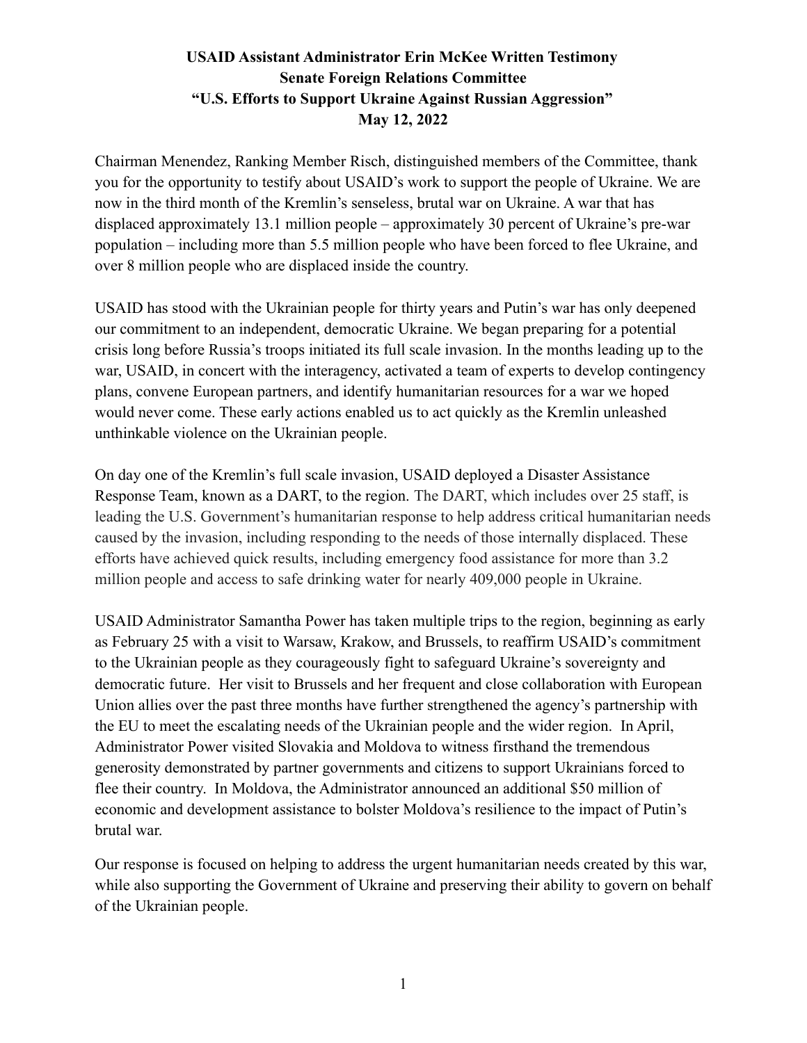**USAID Assistant Administrator Erin McKee Written Testimony**
**Senate Foreign Relations Committee**
**"U.S. Efforts to Support Ukraine Against Russian Aggression"**
**May 12, 2022**

Chairman Menendez, Ranking Member Risch, distinguished members of the Committee, thank you for the opportunity to testify about USAID's work to support the people of Ukraine. We are now in the third month of the Kremlin's senseless, brutal war on Ukraine. A war that has displaced approximately 13.1 million people – approximately 30 percent of Ukraine's pre-war population – including more than 5.5 million people who have been forced to flee Ukraine, and over 8 million people who are displaced inside the country.

USAID has stood with the Ukrainian people for thirty years and Putin's war has only deepened our commitment to an independent, democratic Ukraine. We began preparing for a potential crisis long before Russia's troops initiated its full scale invasion. In the months leading up to the war, USAID, in concert with the interagency, activated a team of experts to develop contingency plans, convene European partners, and identify humanitarian resources for a war we hoped would never come. These early actions enabled us to act quickly as the Kremlin unleashed unthinkable violence on the Ukrainian people.

On day one of the Kremlin's full scale invasion, USAID deployed a Disaster Assistance Response Team, known as a DART, to the region. The DART, which includes over 25 staff, is leading the U.S. Government's humanitarian response to help address critical humanitarian needs caused by the invasion, including responding to the needs of those internally displaced. These efforts have achieved quick results, including emergency food assistance for more than 3.2 million people and access to safe drinking water for nearly 409,000 people in Ukraine.

USAID Administrator Samantha Power has taken multiple trips to the region, beginning as early as February 25 with a visit to Warsaw, Krakow, and Brussels, to reaffirm USAID's commitment to the Ukrainian people as they courageously fight to safeguard Ukraine's sovereignty and democratic future. Her visit to Brussels and her frequent and close collaboration with European Union allies over the past three months have further strengthened the agency's partnership with the EU to meet the escalating needs of the Ukrainian people and the wider region. In April, Administrator Power visited Slovakia and Moldova to witness firsthand the tremendous generosity demonstrated by partner governments and citizens to support Ukrainians forced to flee their country. In Moldova, the Administrator announced an additional $50 million of economic and development assistance to bolster Moldova's resilience to the impact of Putin's brutal war.

Our response is focused on helping to address the urgent humanitarian needs created by this war, while also supporting the Government of Ukraine and preserving their ability to govern on behalf of the Ukrainian people.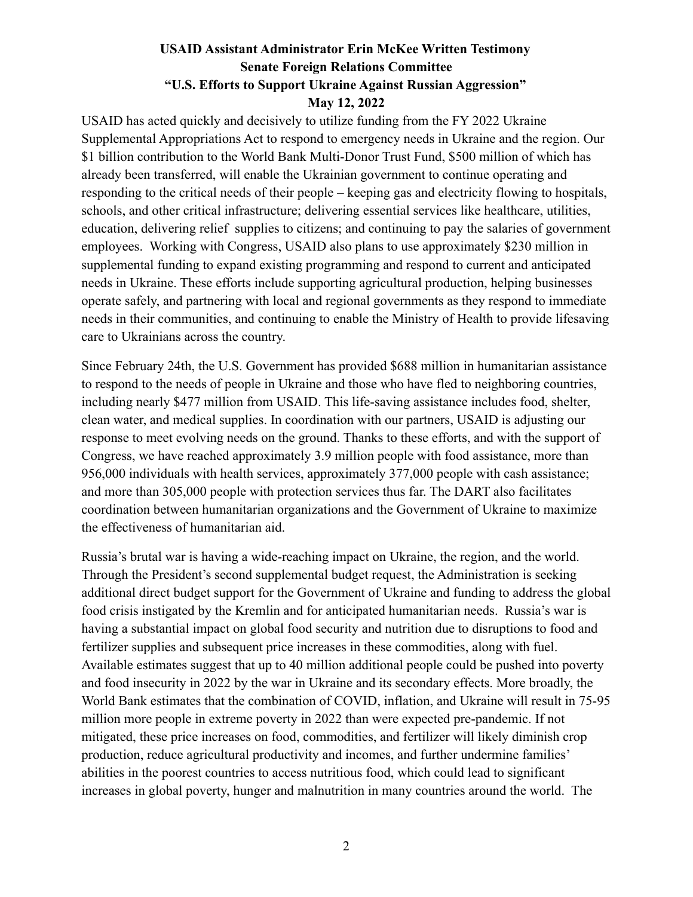**USAID Assistant Administrator Erin McKee Written Testimony**
**Senate Foreign Relations Committee**
**"U.S. Efforts to Support Ukraine Against Russian Aggression"**
**May 12, 2022**

USAID has acted quickly and decisively to utilize funding from the FY 2022 Ukraine Supplemental Appropriations Act to respond to emergency needs in Ukraine and the region. Our $1 billion contribution to the World Bank Multi-Donor Trust Fund, $500 million of which has already been transferred, will enable the Ukrainian government to continue operating and responding to the critical needs of their people – keeping gas and electricity flowing to hospitals, schools, and other critical infrastructure; delivering essential services like healthcare, utilities, education, delivering relief supplies to citizens; and continuing to pay the salaries of government employees. Working with Congress, USAID also plans to use approximately $230 million in supplemental funding to expand existing programming and respond to current and anticipated needs in Ukraine. These efforts include supporting agricultural production, helping businesses operate safely, and partnering with local and regional governments as they respond to immediate needs in their communities, and continuing to enable the Ministry of Health to provide lifesaving care to Ukrainians across the country.

Since February 24th, the U.S. Government has provided $688 million in humanitarian assistance to respond to the needs of people in Ukraine and those who have fled to neighboring countries, including nearly $477 million from USAID. This life-saving assistance includes food, shelter, clean water, and medical supplies. In coordination with our partners, USAID is adjusting our response to meet evolving needs on the ground. Thanks to these efforts, and with the support of Congress, we have reached approximately 3.9 million people with food assistance, more than 956,000 individuals with health services, approximately 377,000 people with cash assistance; and more than 305,000 people with protection services thus far. The DART also facilitates coordination between humanitarian organizations and the Government of Ukraine to maximize the effectiveness of humanitarian aid.

Russia's brutal war is having a wide-reaching impact on Ukraine, the region, and the world. Through the President's second supplemental budget request, the Administration is seeking additional direct budget support for the Government of Ukraine and funding to address the global food crisis instigated by the Kremlin and for anticipated humanitarian needs. Russia's war is having a substantial impact on global food security and nutrition due to disruptions to food and fertilizer supplies and subsequent price increases in these commodities, along with fuel. Available estimates suggest that up to 40 million additional people could be pushed into poverty and food insecurity in 2022 by the war in Ukraine and its secondary effects. More broadly, the World Bank estimates that the combination of COVID, inflation, and Ukraine will result in 75-95 million more people in extreme poverty in 2022 than were expected pre-pandemic. If not mitigated, these price increases on food, commodities, and fertilizer will likely diminish crop production, reduce agricultural productivity and incomes, and further undermine families' abilities in the poorest countries to access nutritious food, which could lead to significant increases in global poverty, hunger and malnutrition in many countries around the world. The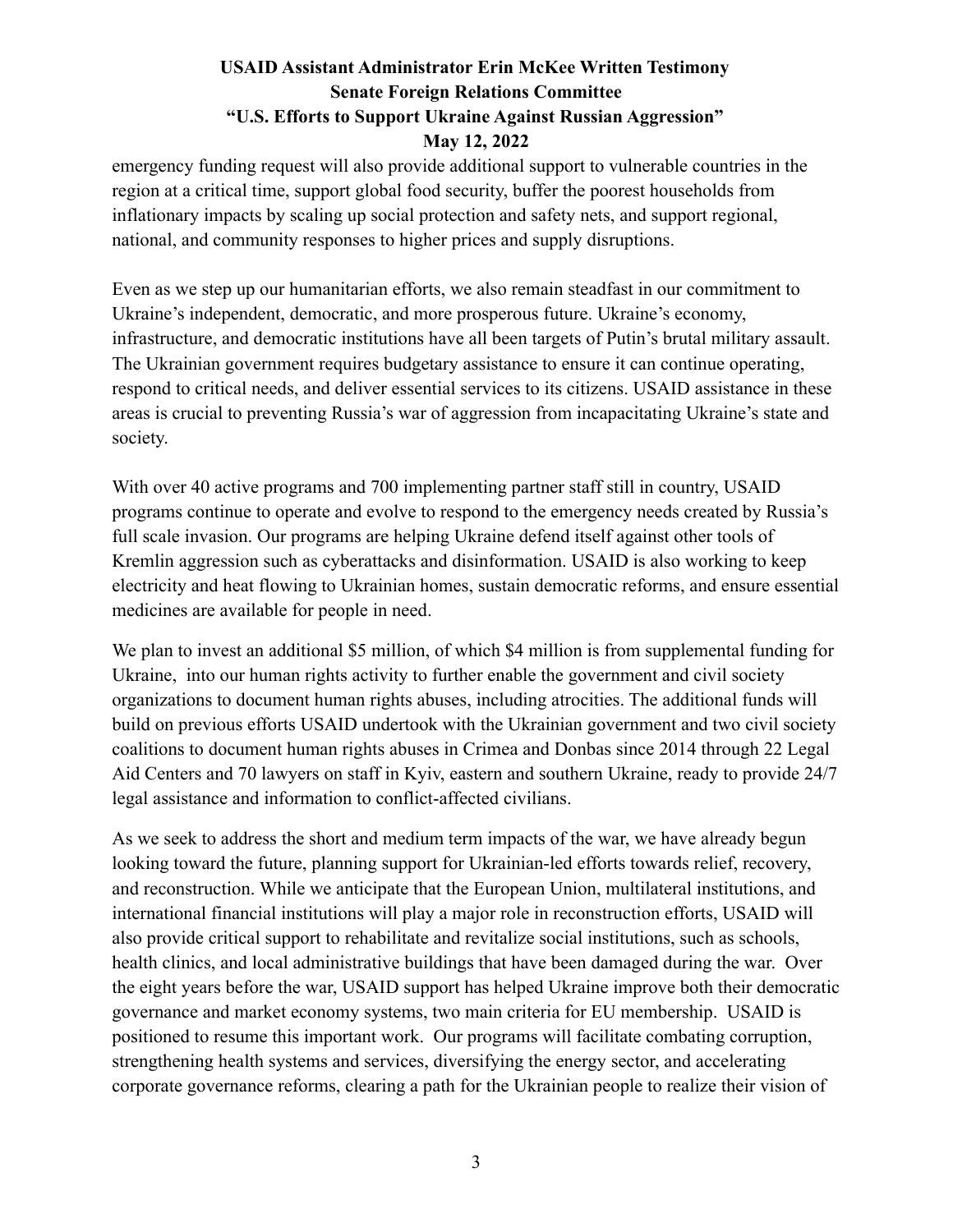emergency funding request will also provide additional support to vulnerable countries in the region at a critical time, support global food security, buffer the poorest households from inflationary impacts by scaling up social protection and safety nets, and support regional, national, and community responses to higher prices and supply disruptions.

Even as we step up our humanitarian efforts, we also remain steadfast in our commitment to Ukraine's independent, democratic, and more prosperous future. Ukraine's economy, infrastructure, and democratic institutions have all been targets of Putin's brutal military assault. The Ukrainian government requires budgetary assistance to ensure it can continue operating, respond to critical needs, and deliver essential services to its citizens. USAID assistance in these areas is crucial to preventing Russia's war of aggression from incapacitating Ukraine's state and society.

With over 40 active programs and 700 implementing partner staff still in country, USAID programs continue to operate and evolve to respond to the emergency needs created by Russia's full scale invasion. Our programs are helping Ukraine defend itself against other tools of Kremlin aggression such as cyberattacks and disinformation. USAID is also working to keep electricity and heat flowing to Ukrainian homes, sustain democratic reforms, and ensure essential medicines are available for people in need.

We plan to invest an additional $5 million, of which $4 million is from supplemental funding for Ukraine, into our human rights activity to further enable the government and civil society organizations to document human rights abuses, including atrocities. The additional funds will build on previous efforts USAID undertook with the Ukrainian government and two civil society coalitions to document human rights abuses in Crimea and Donbas since 2014 through 22 Legal Aid Centers and 70 lawyers on staff in Kyiv, eastern and southern Ukraine, ready to provide 24/7 legal assistance and information to conflict-affected civilians.

As we seek to address the short and medium term impacts of the war, we have already begun looking toward the future, planning support for Ukrainian-led efforts towards relief, recovery, and reconstruction. While we anticipate that the European Union, multilateral institutions, and international financial institutions will play a major role in reconstruction efforts, USAID will also provide critical support to rehabilitate and revitalize social institutions, such as schools, health clinics, and local administrative buildings that have been damaged during the war. Over the eight years before the war, USAID support has helped Ukraine improve both their democratic governance and market economy systems, two main criteria for EU membership. USAID is positioned to resume this important work. Our programs will facilitate combating corruption, strengthening health systems and services, diversifying the energy sector, and accelerating corporate governance reforms, clearing a path for the Ukrainian people to realize their vision of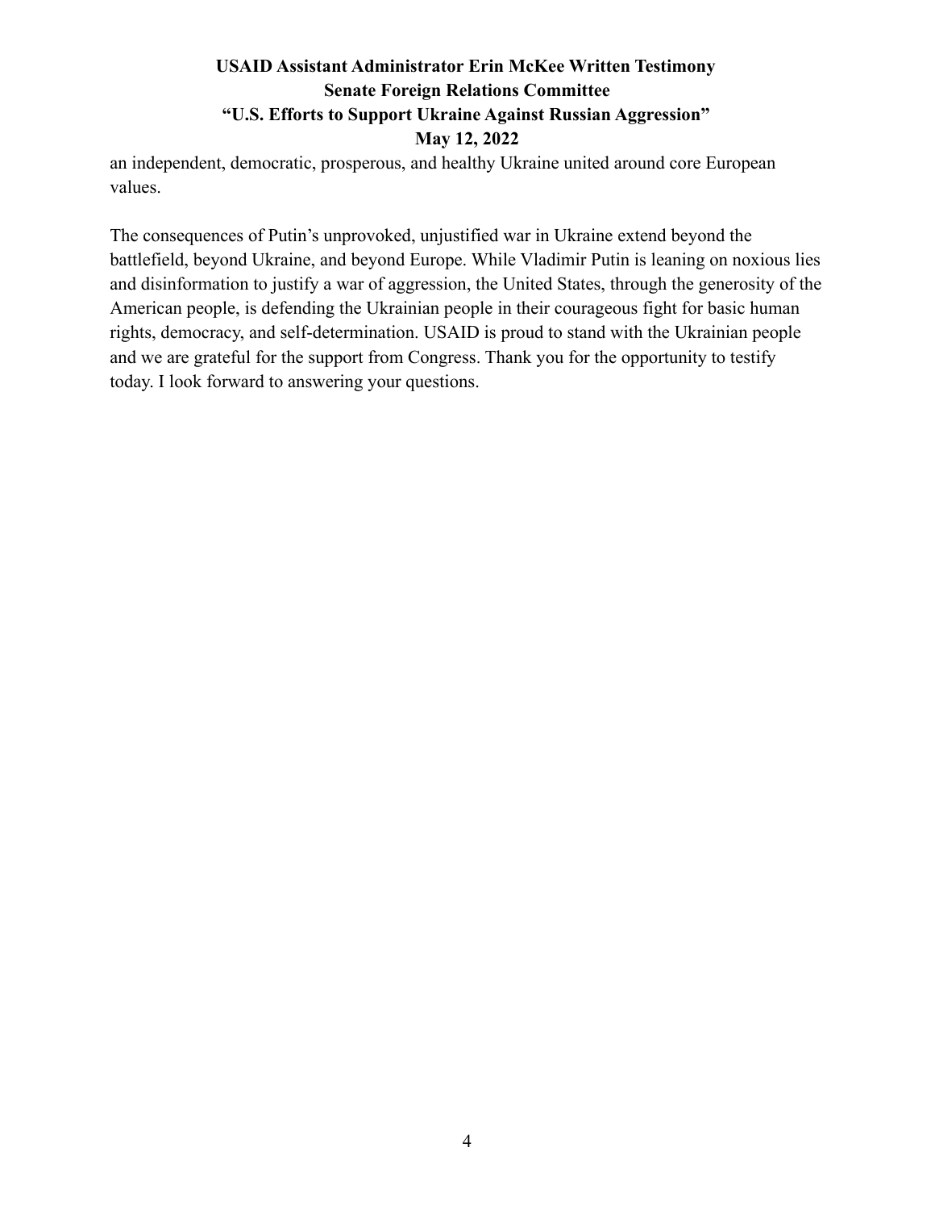an independent, democratic, prosperous, and healthy Ukraine united around core European values.

The consequences of Putin's unprovoked, unjustified war in Ukraine extend beyond the battlefield, beyond Ukraine, and beyond Europe. While Vladimir Putin is leaning on noxious lies and disinformation to justify a war of aggression, the United States, through the generosity of the American people, is defending the Ukrainian people in their courageous fight for basic human rights, democracy, and self-determination. USAID is proud to stand with the Ukrainian people and we are grateful for the support from Congress. Thank you for the opportunity to testify today. I look forward to answering your questions.